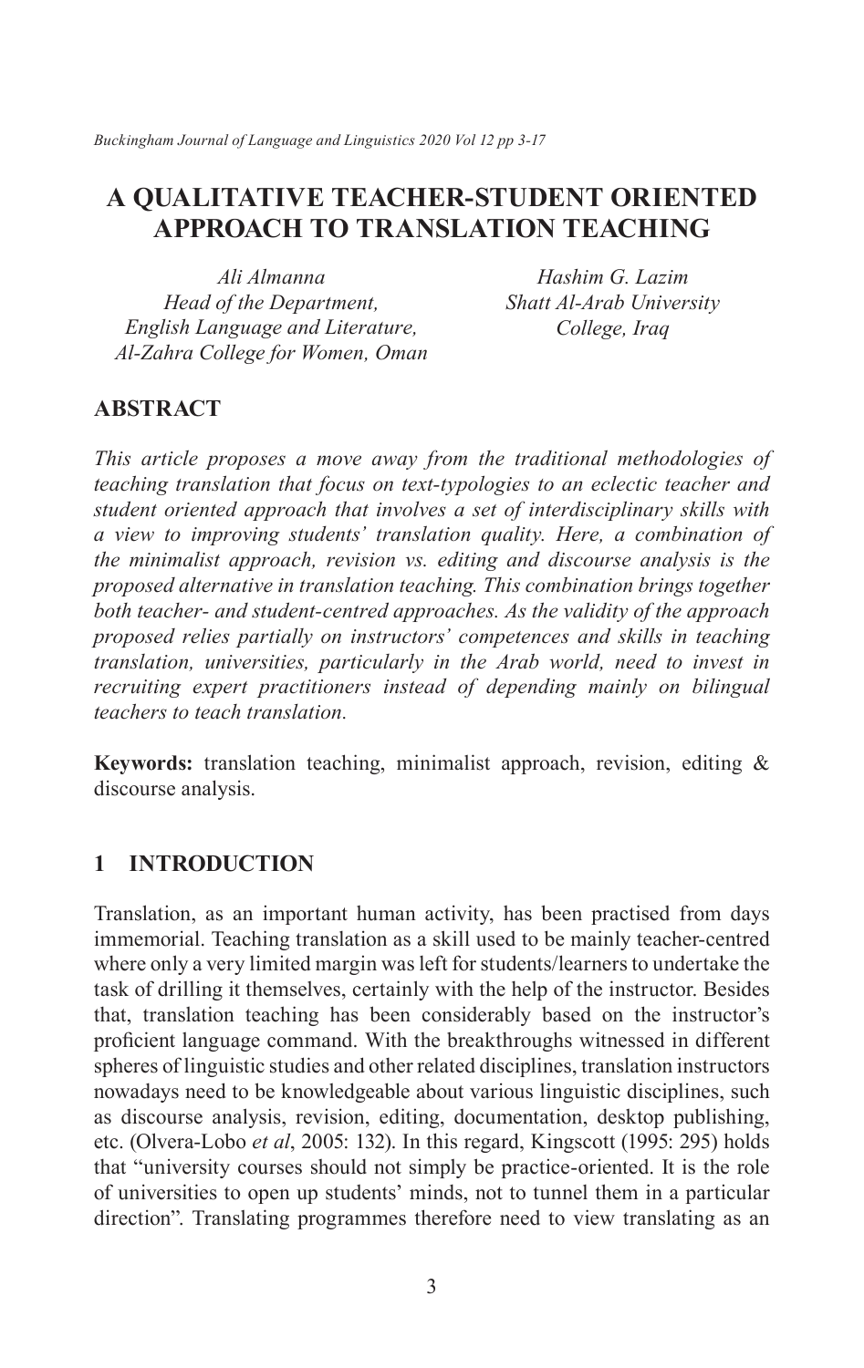# A QUALITATIVE TEACHER-STUDENT ORIENTED APPROACH TO TRANSLATION TEACHING

*Ali Almanna*
*Head of the Department,*
*English Language and Literature,*
*Al-Zahra College for Women, Oman*

*Hashim G. Lazim*
*Shatt Al-Arab University*
*College, Iraq*

## ABSTRACT

*This article proposes a move away from the traditional methodologies of teaching translation that focus on text-typologies to an eclectic teacher and student oriented approach that involves a set of interdisciplinary skills with a view to improving students' translation quality. Here, a combination of the minimalist approach, revision vs. editing and discourse analysis is the proposed alternative in translation teaching. This combination brings together both teacher- and student-centred approaches. As the validity of the approach proposed relies partially on instructors' competences and skills in teaching translation, universities, particularly in the Arab world, need to invest in recruiting expert practitioners instead of depending mainly on bilingual teachers to teach translation.*

**Keywords:** translation teaching, minimalist approach, revision, editing & discourse analysis.

## 1 INTRODUCTION

Translation, as an important human activity, has been practised from days immemorial. Teaching translation as a skill used to be mainly teacher-centred where only a very limited margin was left for students/learners to undertake the task of drilling it themselves, certainly with the help of the instructor. Besides that, translation teaching has been considerably based on the instructor's proficient language command. With the breakthroughs witnessed in different spheres of linguistic studies and other related disciplines, translation instructors nowadays need to be knowledgeable about various linguistic disciplines, such as discourse analysis, revision, editing, documentation, desktop publishing, etc. (Olvera-Lobo *et al*, 2005: 132). In this regard, Kingscott (1995: 295) holds that "university courses should not simply be practice-oriented. It is the role of universities to open up students' minds, not to tunnel them in a particular direction". Translating programmes therefore need to view translating as an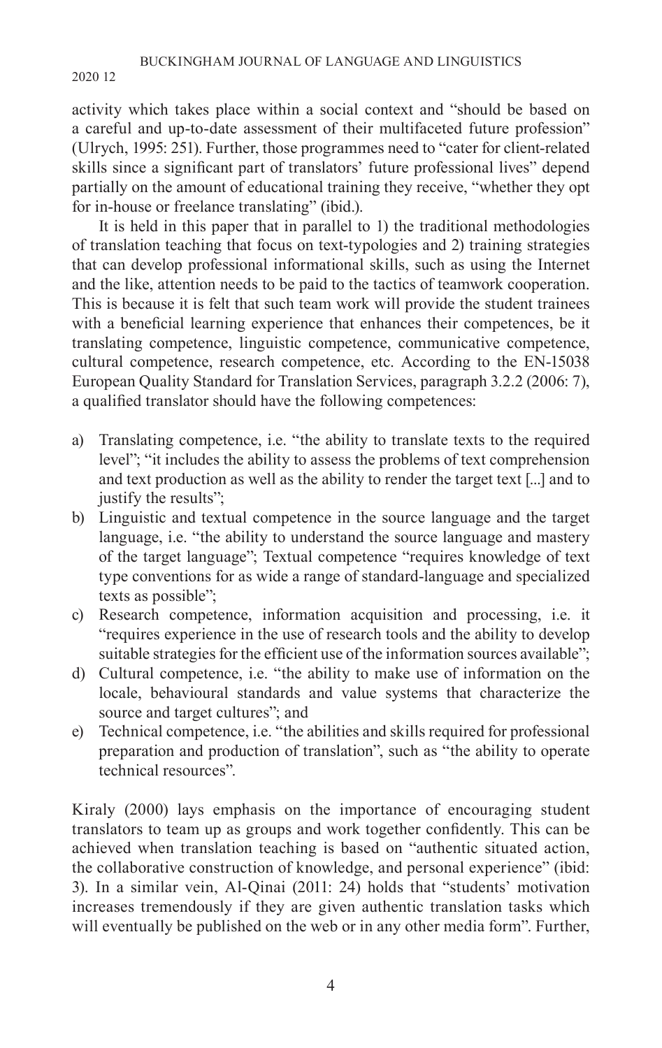activity which takes place within a social context and "should be based on a careful and up-to-date assessment of their multifaceted future profession" (Ulrych, 1995: 251). Further, those programmes need to "cater for client-related skills since a significant part of translators' future professional lives" depend partially on the amount of educational training they receive, "whether they opt for in-house or freelance translating" (ibid.).

It is held in this paper that in parallel to 1) the traditional methodologies of translation teaching that focus on text-typologies and 2) training strategies that can develop professional informational skills, such as using the Internet and the like, attention needs to be paid to the tactics of teamwork cooperation. This is because it is felt that such team work will provide the student trainees with a beneficial learning experience that enhances their competences, be it translating competence, linguistic competence, communicative competence, cultural competence, research competence, etc. According to the EN-15038 European Quality Standard for Translation Services, paragraph 3.2.2 (2006: 7), a qualified translator should have the following competences:

a) Translating competence, i.e. "the ability to translate texts to the required level"; "it includes the ability to assess the problems of text comprehension and text production as well as the ability to render the target text [...] and to justify the results";
b) Linguistic and textual competence in the source language and the target language, i.e. "the ability to understand the source language and mastery of the target language"; Textual competence "requires knowledge of text type conventions for as wide a range of standard-language and specialized texts as possible";
c) Research competence, information acquisition and processing, i.e. it "requires experience in the use of research tools and the ability to develop suitable strategies for the efficient use of the information sources available";
d) Cultural competence, i.e. "the ability to make use of information on the locale, behavioural standards and value systems that characterize the source and target cultures"; and
e) Technical competence, i.e. "the abilities and skills required for professional preparation and production of translation", such as "the ability to operate technical resources".

Kiraly (2000) lays emphasis on the importance of encouraging student translators to team up as groups and work together confidently. This can be achieved when translation teaching is based on "authentic situated action, the collaborative construction of knowledge, and personal experience" (ibid: 3). In a similar vein, Al-Qinai (2011: 24) holds that "students' motivation increases tremendously if they are given authentic translation tasks which will eventually be published on the web or in any other media form". Further,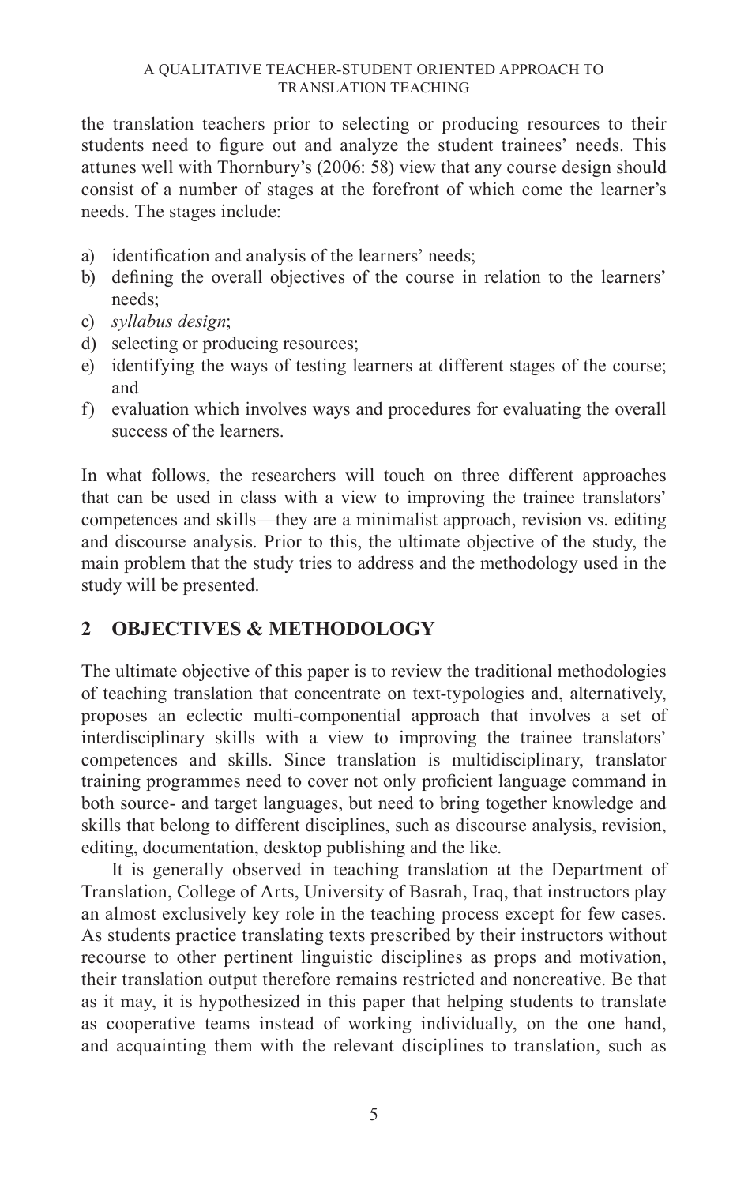the translation teachers prior to selecting or producing resources to their students need to figure out and analyze the student trainees' needs. This attunes well with Thornbury's (2006: 58) view that any course design should consist of a number of stages at the forefront of which come the learner's needs. The stages include:

a) identification and analysis of the learners' needs;
b) defining the overall objectives of the course in relation to the learners' needs;
c) *syllabus design*;
d) selecting or producing resources;
e) identifying the ways of testing learners at different stages of the course; and
f) evaluation which involves ways and procedures for evaluating the overall success of the learners.

In what follows, the researchers will touch on three different approaches that can be used in class with a view to improving the trainee translators' competences and skills—they are a minimalist approach, revision vs. editing and discourse analysis. Prior to this, the ultimate objective of the study, the main problem that the study tries to address and the methodology used in the study will be presented.

## 2 OBJECTIVES & METHODOLOGY

The ultimate objective of this paper is to review the traditional methodologies of teaching translation that concentrate on text-typologies and, alternatively, proposes an eclectic multi-componential approach that involves a set of interdisciplinary skills with a view to improving the trainee translators' competences and skills. Since translation is multidisciplinary, translator training programmes need to cover not only proficient language command in both source- and target languages, but need to bring together knowledge and skills that belong to different disciplines, such as discourse analysis, revision, editing, documentation, desktop publishing and the like.

It is generally observed in teaching translation at the Department of Translation, College of Arts, University of Basrah, Iraq, that instructors play an almost exclusively key role in the teaching process except for few cases. As students practice translating texts prescribed by their instructors without recourse to other pertinent linguistic disciplines as props and motivation, their translation output therefore remains restricted and noncreative. Be that as it may, it is hypothesized in this paper that helping students to translate as cooperative teams instead of working individually, on the one hand, and acquainting them with the relevant disciplines to translation, such as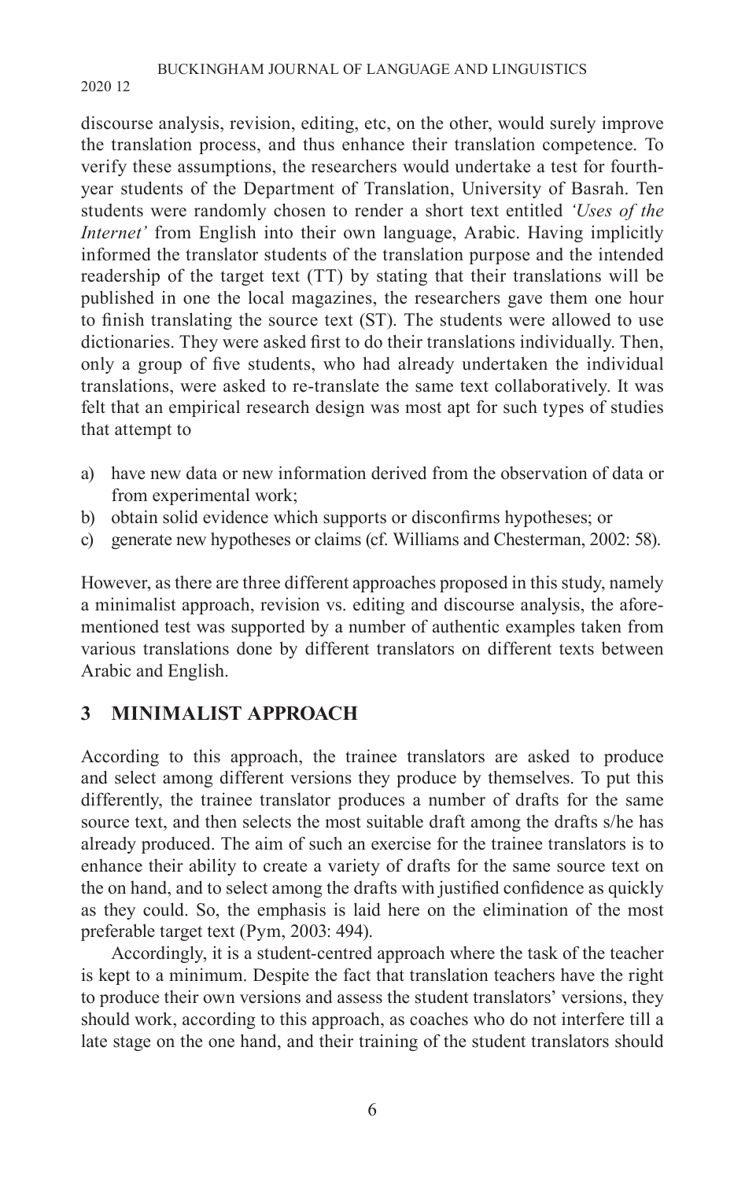discourse analysis, revision, editing, etc, on the other, would surely improve the translation process, and thus enhance their translation competence. To verify these assumptions, the researchers would undertake a test for fourth-year students of the Department of Translation, University of Basrah. Ten students were randomly chosen to render a short text entitled *'Uses of the Internet'* from English into their own language, Arabic. Having implicitly informed the translator students of the translation purpose and the intended readership of the target text (TT) by stating that their translations will be published in one the local magazines, the researchers gave them one hour to finish translating the source text (ST). The students were allowed to use dictionaries. They were asked first to do their translations individually. Then, only a group of five students, who had already undertaken the individual translations, were asked to re-translate the same text collaboratively. It was felt that an empirical research design was most apt for such types of studies that attempt to

a) have new data or new information derived from the observation of data or from experimental work;
b) obtain solid evidence which supports or disconfirms hypotheses; or
c) generate new hypotheses or claims (cf. Williams and Chesterman, 2002: 58).

However, as there are three different approaches proposed in this study, namely a minimalist approach, revision vs. editing and discourse analysis, the aforementioned test was supported by a number of authentic examples taken from various translations done by different translators on different texts between Arabic and English.

## 3 MINIMALIST APPROACH

According to this approach, the trainee translators are asked to produce and select among different versions they produce by themselves. To put this differently, the trainee translator produces a number of drafts for the same source text, and then selects the most suitable draft among the drafts s/he has already produced. The aim of such an exercise for the trainee translators is to enhance their ability to create a variety of drafts for the same source text on the on hand, and to select among the drafts with justified confidence as quickly as they could. So, the emphasis is laid here on the elimination of the most preferable target text (Pym, 2003: 494).

Accordingly, it is a student-centred approach where the task of the teacher is kept to a minimum. Despite the fact that translation teachers have the right to produce their own versions and assess the student translators' versions, they should work, according to this approach, as coaches who do not interfere till a late stage on the one hand, and their training of the student translators should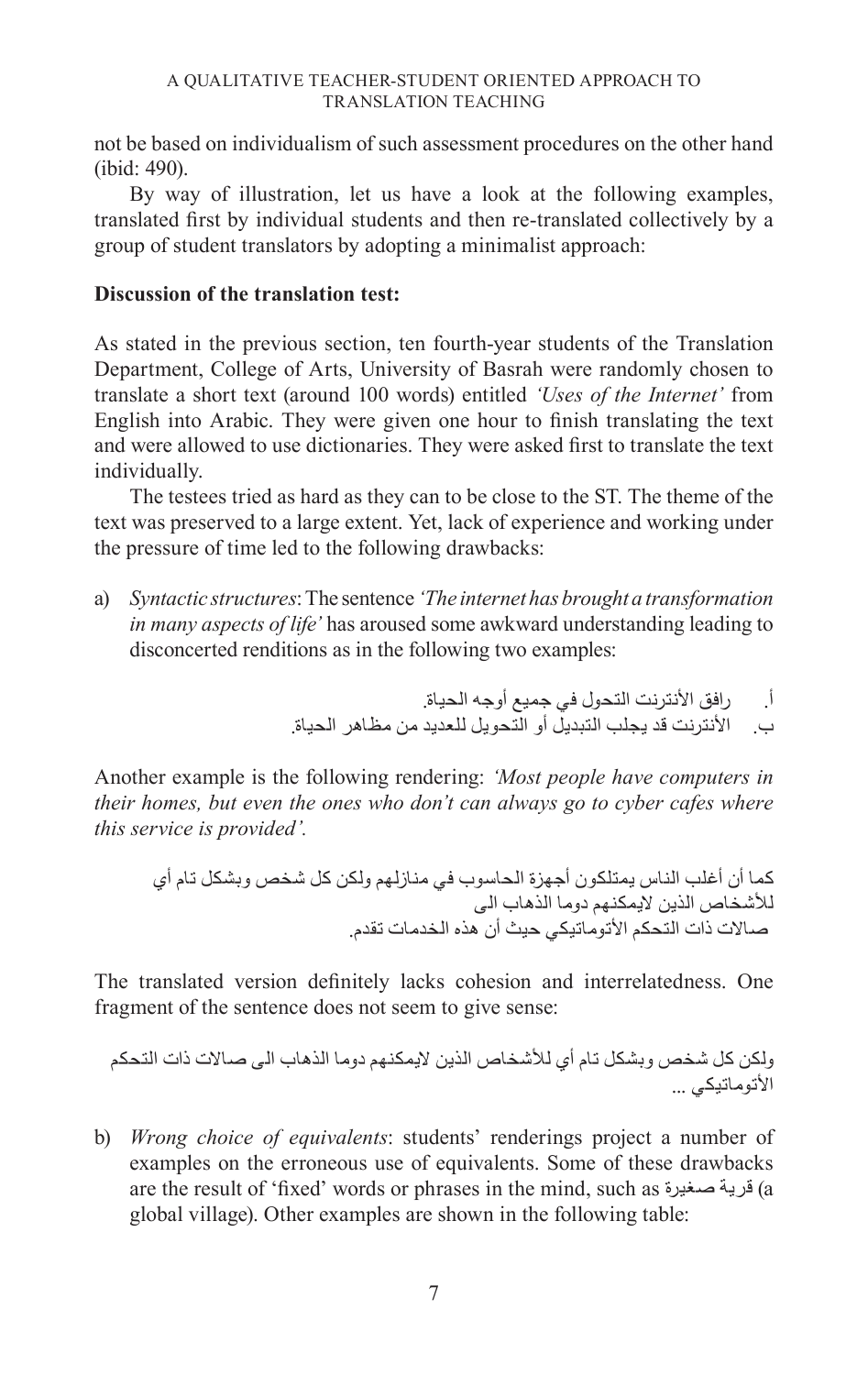not be based on individualism of such assessment procedures on the other hand (ibid: 490).

By way of illustration, let us have a look at the following examples, translated first by individual students and then re-translated collectively by a group of student translators by adopting a minimalist approach:

**Discussion of the translation test:**

As stated in the previous section, ten fourth-year students of the Translation Department, College of Arts, University of Basrah were randomly chosen to translate a short text (around 100 words) entitled *'Uses of the Internet'* from English into Arabic. They were given one hour to finish translating the text and were allowed to use dictionaries. They were asked first to translate the text individually.

The testees tried as hard as they can to be close to the ST. The theme of the text was preserved to a large extent. Yet, lack of experience and working under the pressure of time led to the following drawbacks:

a) *Syntactic structures*: The sentence *'The internet has brought a transformation in many aspects of life'* has aroused some awkward understanding leading to disconcerted renditions as in the following two examples:

أ. رافق الأنترنت التحول في جميع أوجه الحياة.

ب. الأنترنت قد يجلب التبديل أو التحويل للعديد من مظاهر الحياة.

Another example is the following rendering: *'Most people have computers in their homes, but even the ones who don't can always go to cyber cafes where this service is provided'.*

كما أن أغلب الناس يمتلكون أجهزة الحاسوب في منازلهم ولكن كل شخص وبشكل تام أي للأشخاص الذين لايمكنهم دوما الذهاب الى صالات ذات التحكم الأتوماتيكي حيث أن هذه الخدمات تقدم.

The translated version definitely lacks cohesion and interrelatedness. One fragment of the sentence does not seem to give sense:

ولكن كل شخص وبشكل تام أي للأشخاص الذين لايمكنهم دوما الذهاب الى صالات ذات التحكم الأتوماتيكي ...

b) *Wrong choice of equivalents*: students' renderings project a number of examples on the erroneous use of equivalents. Some of these drawbacks are the result of 'fixed' words or phrases in the mind, such as قرية صغيرة (a global village). Other examples are shown in the following table: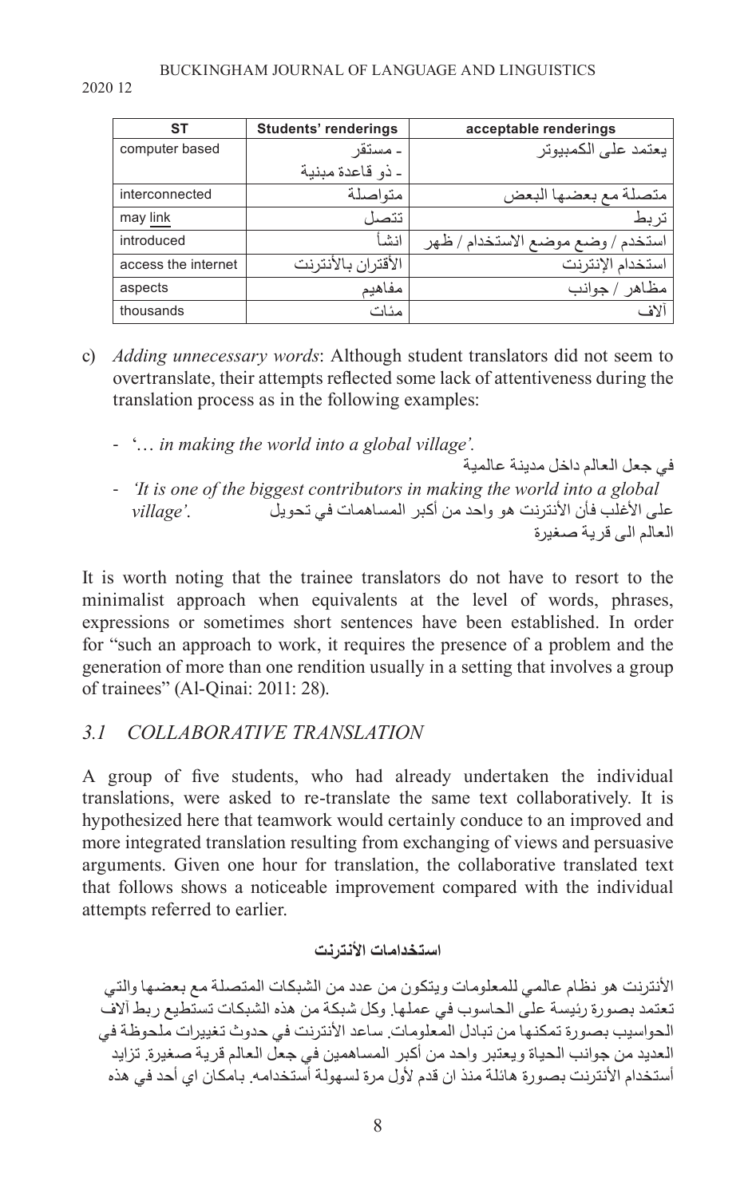| ST | Students' renderings | acceptable renderings |
| --- | --- | --- |
| computer based | - مستقر<br>- ذو قاعدة مبنية | يعتمد على الكمبيوتر |
| interconnected | متواصلة | متصلة مع بعضها البعض |
| may link | تتصل | تربط |
| introduced | انشأ | استخدم / وضع موضع الاستخدام / ظهر |
| access the internet | الأقتران بالأنترنت | استخدام الإنترنت |
| aspects | مفاهيم | مظاهر / جوانب |
| thousands | مئات | آلاف |

c) *Adding unnecessary words*: Although student translators did not seem to overtranslate, their attempts reflected some lack of attentiveness during the translation process as in the following examples:

- '*… in making the world into a global village'.*
  في جعل العالم داخل مدينة عالمية
- *'It is one of the biggest contributors in making the world into a global village'.* على الأغلب فأن الأنترنت هو واحد من أكبر المساهمات في تحويل العالم الى قرية صغيرة

It is worth noting that the trainee translators do not have to resort to the minimalist approach when equivalents at the level of words, phrases, expressions or sometimes short sentences have been established. In order for "such an approach to work, it requires the presence of a problem and the generation of more than one rendition usually in a setting that involves a group of trainees" (Al-Qinai: 2011: 28).

## *3.1 COLLABORATIVE TRANSLATION*

A group of five students, who had already undertaken the individual translations, were asked to re-translate the same text collaboratively. It is hypothesized here that teamwork would certainly conduce to an improved and more integrated translation resulting from exchanging of views and persuasive arguments. Given one hour for translation, the collaborative translated text that follows shows a noticeable improvement compared with the individual attempts referred to earlier.

**استخدامات الأنترنت**

الأنترنت هو نظام عالمي للمعلومات ويتكون من عدد من الشبكات المتصلة مع بعضها والتي تعتمد بصورة رئيسة على الحاسوب في عملها. وكل شبكة من هذه الشبكات تستطيع ربط آلاف الحواسيب بصورة تمكنها من تبادل المعلومات. ساعد الأنترنت في حدوث تغييرات ملحوظة في العديد من جوانب الحياة ويعتبر واحد من أكبر المساهمين في جعل العالم قرية صغيرة. تزايد أستخدام الأنترنت بصورة هائلة منذ ان قدم لأول مرة لسهولة أستخدامه. بامكان اي أحد في هذه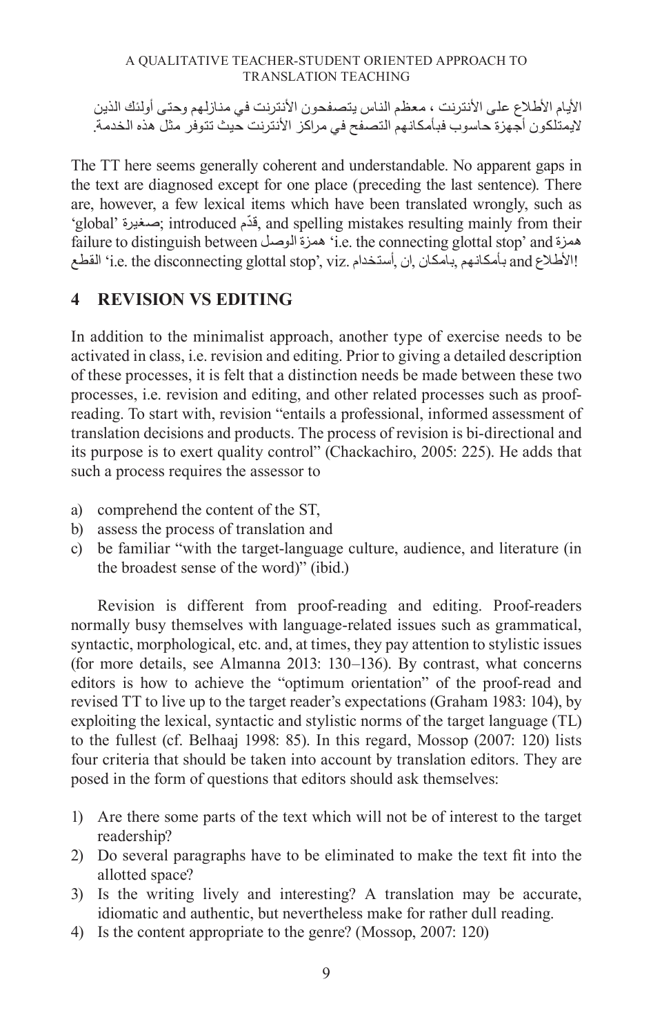الأيام الأطلاع على الأنترنت ، معظم الناس يتصفحون الأنترنت في منازلهم وحتى أولئك الذين لايمتلكون أجهزة حاسوب فبأمكانهم التصفح في مراكز الأنترنت حيث تتوفر مثل هذه الخدمة.

The TT here seems generally coherent and understandable. No apparent gaps in the text are diagnosed except for one place (preceding the last sentence). There are, however, a few lexical items which have been translated wrongly, such as 'global' صغيرة; introduced قدّم, and spelling mistakes resulting mainly from their failure to distinguish between همزة الوصل 'i.e. the connecting glottal stop' and همزة القطع 'i.e. the disconnecting glottal stop', viz. أستخدام, ان, بامكان, بأمكانهم and الأطلاع!

## 4 REVISION VS EDITING

In addition to the minimalist approach, another type of exercise needs to be activated in class, i.e. revision and editing. Prior to giving a detailed description of these processes, it is felt that a distinction needs be made between these two processes, i.e. revision and editing, and other related processes such as proof-reading. To start with, revision "entails a professional, informed assessment of translation decisions and products. The process of revision is bi-directional and its purpose is to exert quality control" (Chackachiro, 2005: 225). He adds that such a process requires the assessor to

a) comprehend the content of the ST,
b) assess the process of translation and
c) be familiar "with the target-language culture, audience, and literature (in the broadest sense of the word)" (ibid.)

Revision is different from proof-reading and editing. Proof-readers normally busy themselves with language-related issues such as grammatical, syntactic, morphological, etc. and, at times, they pay attention to stylistic issues (for more details, see Almanna 2013: 130–136). By contrast, what concerns editors is how to achieve the "optimum orientation" of the proof-read and revised TT to live up to the target reader's expectations (Graham 1983: 104), by exploiting the lexical, syntactic and stylistic norms of the target language (TL) to the fullest (cf. Belhaaj 1998: 85). In this regard, Mossop (2007: 120) lists four criteria that should be taken into account by translation editors. They are posed in the form of questions that editors should ask themselves:

1) Are there some parts of the text which will not be of interest to the target readership?
2) Do several paragraphs have to be eliminated to make the text fit into the allotted space?
3) Is the writing lively and interesting? A translation may be accurate, idiomatic and authentic, but nevertheless make for rather dull reading.
4) Is the content appropriate to the genre? (Mossop, 2007: 120)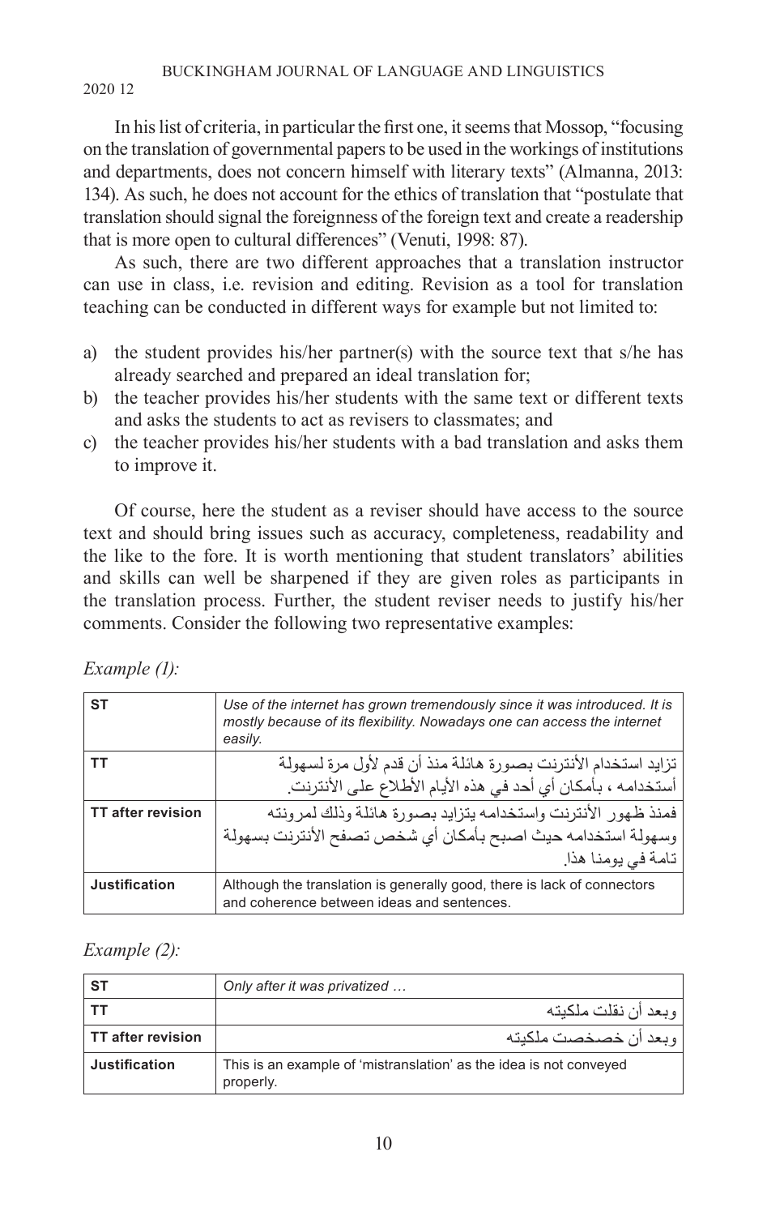In his list of criteria, in particular the first one, it seems that Mossop, "focusing on the translation of governmental papers to be used in the workings of institutions and departments, does not concern himself with literary texts" (Almanna, 2013: 134). As such, he does not account for the ethics of translation that "postulate that translation should signal the foreignness of the foreign text and create a readership that is more open to cultural differences" (Venuti, 1998: 87).

As such, there are two different approaches that a translation instructor can use in class, i.e. revision and editing. Revision as a tool for translation teaching can be conducted in different ways for example but not limited to:

a) the student provides his/her partner(s) with the source text that s/he has already searched and prepared an ideal translation for;
b) the teacher provides his/her students with the same text or different texts and asks the students to act as revisers to classmates; and
c) the teacher provides his/her students with a bad translation and asks them to improve it.

Of course, here the student as a reviser should have access to the source text and should bring issues such as accuracy, completeness, readability and the like to the fore. It is worth mentioning that student translators' abilities and skills can well be sharpened if they are given roles as participants in the translation process. Further, the student reviser needs to justify his/her comments. Consider the following two representative examples:

*Example (1):*

| **ST** | *Use of the internet has grown tremendously since it was introduced. It is mostly because of its flexibility. Nowadays one can access the internet easily.* |
|---|---|
| **TT** | تزايد استخدام الأنترنت بصورة هائلة منذ أن قدم لأول مرة لسهولة أستخدامه ، بأمكان أي أحد في هذه الأيام الأطلاع على الأنترنت. |
| **TT after revision** | فمنذ ظهور الأنترنت واستخدامه يتزايد بصورة هائلة وذلك لمرونته وسهولة استخدامه حيث اصبح بأمكان أي شخص تصفح الأنترنت بسهولة تامة في يومنا هذا. |
| **Justification** | Although the translation is generally good, there is lack of connectors and coherence between ideas and sentences. |

*Example (2):*

| **ST** | *Only after it was privatized …* |
|---|---|
| **TT** | وبعد أن نقلت ملكيته |
| **TT after revision** | وبعد أن خصخصت ملكيته |
| **Justification** | This is an example of 'mistranslation' as the idea is not conveyed properly. |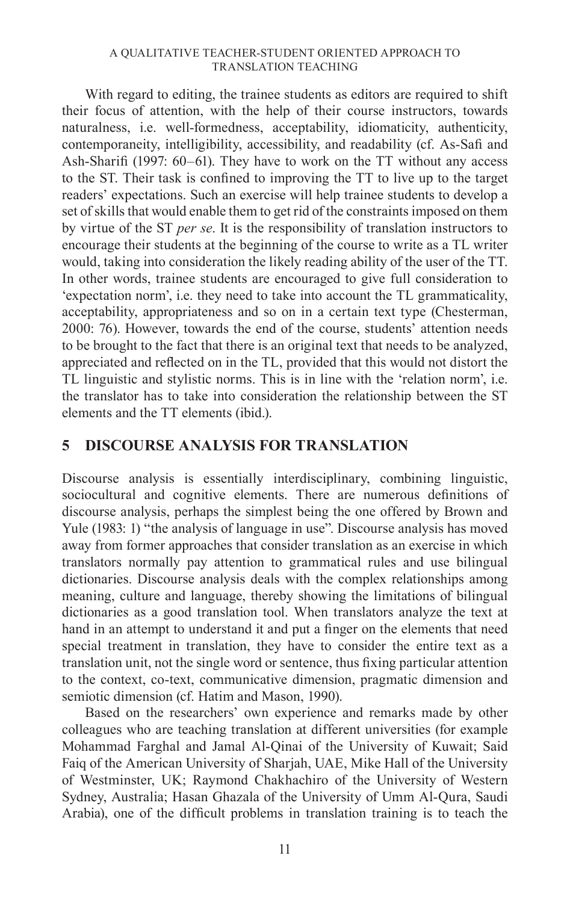With regard to editing, the trainee students as editors are required to shift their focus of attention, with the help of their course instructors, towards naturalness, i.e. well-formedness, acceptability, idiomaticity, authenticity, contemporaneity, intelligibility, accessibility, and readability (cf. As-Safi and Ash-Sharifi (1997: 60–61). They have to work on the TT without any access to the ST. Their task is confined to improving the TT to live up to the target readers' expectations. Such an exercise will help trainee students to develop a set of skills that would enable them to get rid of the constraints imposed on them by virtue of the ST *per se*. It is the responsibility of translation instructors to encourage their students at the beginning of the course to write as a TL writer would, taking into consideration the likely reading ability of the user of the TT. In other words, trainee students are encouraged to give full consideration to 'expectation norm', i.e. they need to take into account the TL grammaticality, acceptability, appropriateness and so on in a certain text type (Chesterman, 2000: 76). However, towards the end of the course, students' attention needs to be brought to the fact that there is an original text that needs to be analyzed, appreciated and reflected on in the TL, provided that this would not distort the TL linguistic and stylistic norms. This is in line with the 'relation norm', i.e. the translator has to take into consideration the relationship between the ST elements and the TT elements (ibid.).

## 5 DISCOURSE ANALYSIS FOR TRANSLATION

Discourse analysis is essentially interdisciplinary, combining linguistic, sociocultural and cognitive elements. There are numerous definitions of discourse analysis, perhaps the simplest being the one offered by Brown and Yule (1983: 1) "the analysis of language in use". Discourse analysis has moved away from former approaches that consider translation as an exercise in which translators normally pay attention to grammatical rules and use bilingual dictionaries. Discourse analysis deals with the complex relationships among meaning, culture and language, thereby showing the limitations of bilingual dictionaries as a good translation tool. When translators analyze the text at hand in an attempt to understand it and put a finger on the elements that need special treatment in translation, they have to consider the entire text as a translation unit, not the single word or sentence, thus fixing particular attention to the context, co-text, communicative dimension, pragmatic dimension and semiotic dimension (cf. Hatim and Mason, 1990).

Based on the researchers' own experience and remarks made by other colleagues who are teaching translation at different universities (for example Mohammad Farghal and Jamal Al-Qinai of the University of Kuwait; Said Faiq of the American University of Sharjah, UAE, Mike Hall of the University of Westminster, UK; Raymond Chakhachiro of the University of Western Sydney, Australia; Hasan Ghazala of the University of Umm Al-Qura, Saudi Arabia), one of the difficult problems in translation training is to teach the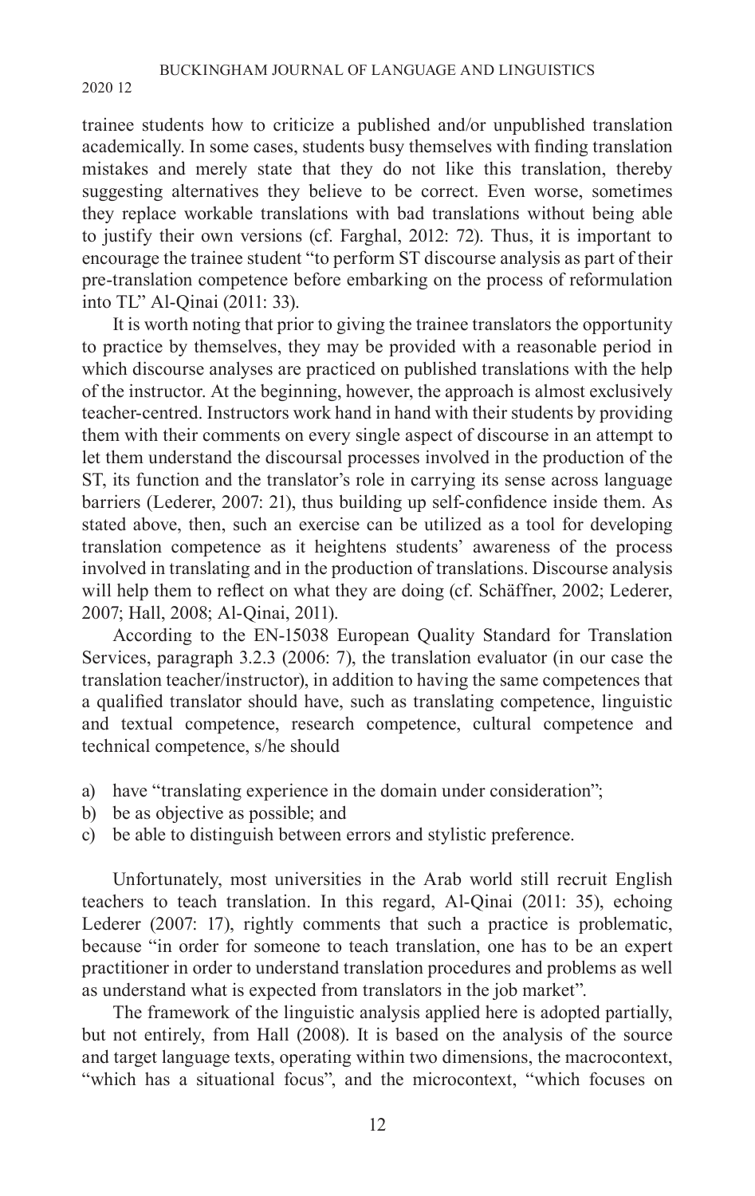trainee students how to criticize a published and/or unpublished translation academically. In some cases, students busy themselves with finding translation mistakes and merely state that they do not like this translation, thereby suggesting alternatives they believe to be correct. Even worse, sometimes they replace workable translations with bad translations without being able to justify their own versions (cf. Farghal, 2012: 72). Thus, it is important to encourage the trainee student "to perform ST discourse analysis as part of their pre-translation competence before embarking on the process of reformulation into TL" Al-Qinai (2011: 33).

It is worth noting that prior to giving the trainee translators the opportunity to practice by themselves, they may be provided with a reasonable period in which discourse analyses are practiced on published translations with the help of the instructor. At the beginning, however, the approach is almost exclusively teacher-centred. Instructors work hand in hand with their students by providing them with their comments on every single aspect of discourse in an attempt to let them understand the discoursal processes involved in the production of the ST, its function and the translator's role in carrying its sense across language barriers (Lederer, 2007: 21), thus building up self-confidence inside them. As stated above, then, such an exercise can be utilized as a tool for developing translation competence as it heightens students' awareness of the process involved in translating and in the production of translations. Discourse analysis will help them to reflect on what they are doing (cf. Schäffner, 2002; Lederer, 2007; Hall, 2008; Al-Qinai, 2011).

According to the EN-15038 European Quality Standard for Translation Services, paragraph 3.2.3 (2006: 7), the translation evaluator (in our case the translation teacher/instructor), in addition to having the same competences that a qualified translator should have, such as translating competence, linguistic and textual competence, research competence, cultural competence and technical competence, s/he should

a) have "translating experience in the domain under consideration";
b) be as objective as possible; and
c) be able to distinguish between errors and stylistic preference.

Unfortunately, most universities in the Arab world still recruit English teachers to teach translation. In this regard, Al-Qinai (2011: 35), echoing Lederer (2007: 17), rightly comments that such a practice is problematic, because "in order for someone to teach translation, one has to be an expert practitioner in order to understand translation procedures and problems as well as understand what is expected from translators in the job market".

The framework of the linguistic analysis applied here is adopted partially, but not entirely, from Hall (2008). It is based on the analysis of the source and target language texts, operating within two dimensions, the macrocontext, "which has a situational focus", and the microcontext, "which focuses on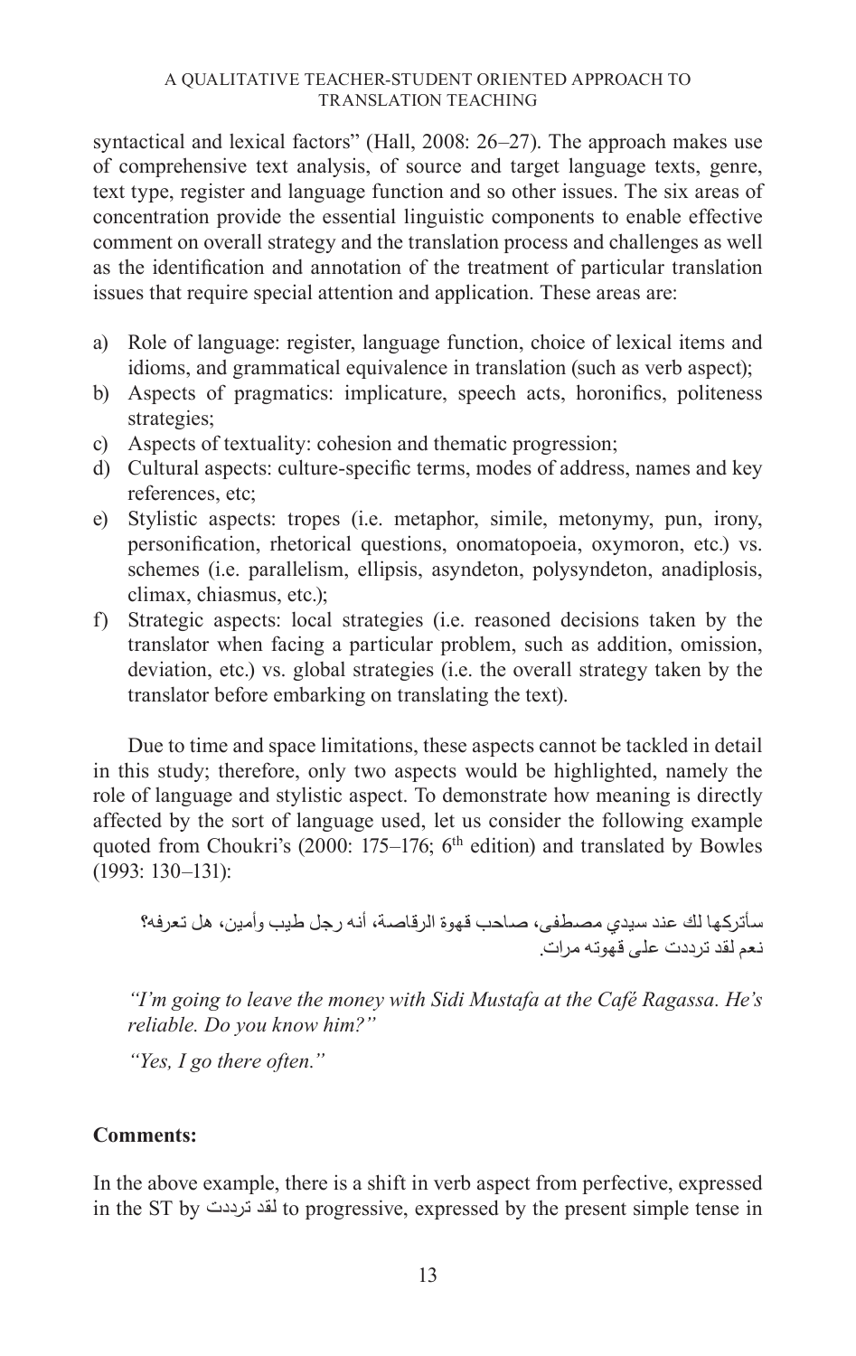syntactical and lexical factors" (Hall, 2008: 26–27). The approach makes use of comprehensive text analysis, of source and target language texts, genre, text type, register and language function and so other issues. The six areas of concentration provide the essential linguistic components to enable effective comment on overall strategy and the translation process and challenges as well as the identification and annotation of the treatment of particular translation issues that require special attention and application. These areas are:

a) Role of language: register, language function, choice of lexical items and idioms, and grammatical equivalence in translation (such as verb aspect);
b) Aspects of pragmatics: implicature, speech acts, horonifics, politeness strategies;
c) Aspects of textuality: cohesion and thematic progression;
d) Cultural aspects: culture-specific terms, modes of address, names and key references, etc;
e) Stylistic aspects: tropes (i.e. metaphor, simile, metonymy, pun, irony, personification, rhetorical questions, onomatopoeia, oxymoron, etc.) vs. schemes (i.e. parallelism, ellipsis, asyndeton, polysyndeton, anadiplosis, climax, chiasmus, etc.);
f) Strategic aspects: local strategies (i.e. reasoned decisions taken by the translator when facing a particular problem, such as addition, omission, deviation, etc.) vs. global strategies (i.e. the overall strategy taken by the translator before embarking on translating the text).

Due to time and space limitations, these aspects cannot be tackled in detail in this study; therefore, only two aspects would be highlighted, namely the role of language and stylistic aspect. To demonstrate how meaning is directly affected by the sort of language used, let us consider the following example quoted from Choukri's (2000: 175–176; 6th edition) and translated by Bowles (1993: 130–131):

سأتركها لك عند سيدي مصطفى، صاحب قهوة الرقاصة، أنه رجل طيب وأمين، هل تعرفه؟
نعم لقد ترددت على قهوته مرات.

*"I'm going to leave the money with Sidi Mustafa at the Café Ragassa. He's reliable. Do you know him?"*

*"Yes, I go there often."*

**Comments:**

In the above example, there is a shift in verb aspect from perfective, expressed in the ST by لقد ترددت to progressive, expressed by the present simple tense in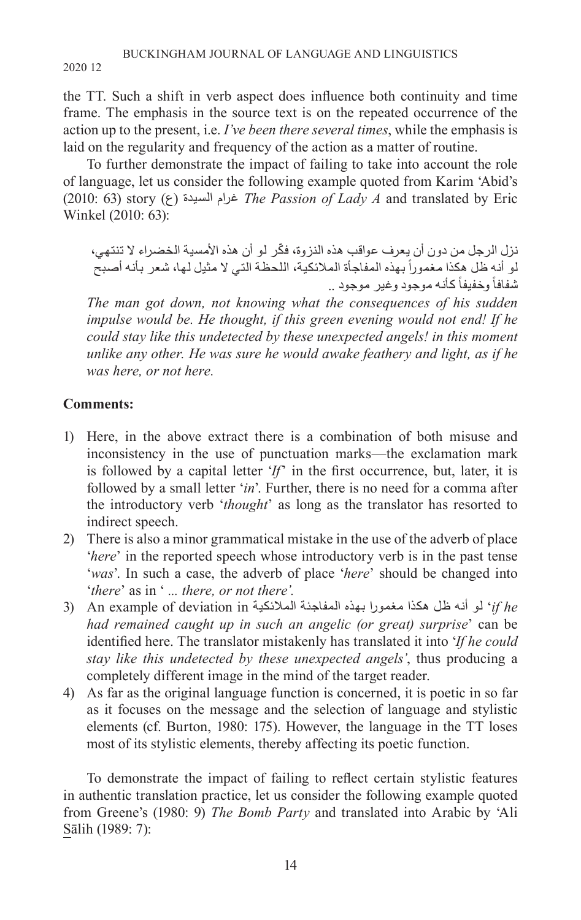the TT. Such a shift in verb aspect does influence both continuity and time frame. The emphasis in the source text is on the repeated occurrence of the action up to the present, i.e. *I've been there several times*, while the emphasis is laid on the regularity and frequency of the action as a matter of routine.

To further demonstrate the impact of failing to take into account the role of language, let us consider the following example quoted from Karim 'Abid's (2010: 63) story (ع) غرام السيدة *The Passion of Lady A* and translated by Eric Winkel (2010: 63):

نزل الرجل من دون أن يعرف عواقب هذه النزوة، فكّر لو أن هذه الأمسية الخضراء لا تنتهي، لو أنه ظل هكذا مغموراً بهذه المفاجأة الملائكية، اللحظة التي لا مثيل لها، شعر بأنه أصبح شفافاً وخفيفاً كأنه موجود وغير موجود ..

*The man got down, not knowing what the consequences of his sudden impulse would be. He thought, if this green evening would not end! If he could stay like this undetected by these unexpected angels! in this moment unlike any other. He was sure he would awake feathery and light, as if he was here, or not here.*

**Comments:**

1) Here, in the above extract there is a combination of both misuse and inconsistency in the use of punctuation marks—the exclamation mark is followed by a capital letter '*If*' in the first occurrence, but, later, it is followed by a small letter '*in*'. Further, there is no need for a comma after the introductory verb '*thought*' as long as the translator has resorted to indirect speech.
2) There is also a minor grammatical mistake in the use of the adverb of place '*here*' in the reported speech whose introductory verb is in the past tense '*was*'. In such a case, the adverb of place '*here*' should be changed into '*there*' as in ' *... there, or not there'*.
3) An example of deviation in لو أنه ظل هكذا مغمورا بهذه المفاجئة الملائكية '*if he had remained caught up in such an angelic (or great) surprise*' can be identified here. The translator mistakenly has translated it into '*If he could stay like this undetected by these unexpected angels'*, thus producing a completely different image in the mind of the target reader.
4) As far as the original language function is concerned, it is poetic in so far as it focuses on the message and the selection of language and stylistic elements (cf. Burton, 1980: 175). However, the language in the TT loses most of its stylistic elements, thereby affecting its poetic function.

To demonstrate the impact of failing to reflect certain stylistic features in authentic translation practice, let us consider the following example quoted from Greene's (1980: 9) *The Bomb Party* and translated into Arabic by 'Ali S̱āliḥ (1989: 7):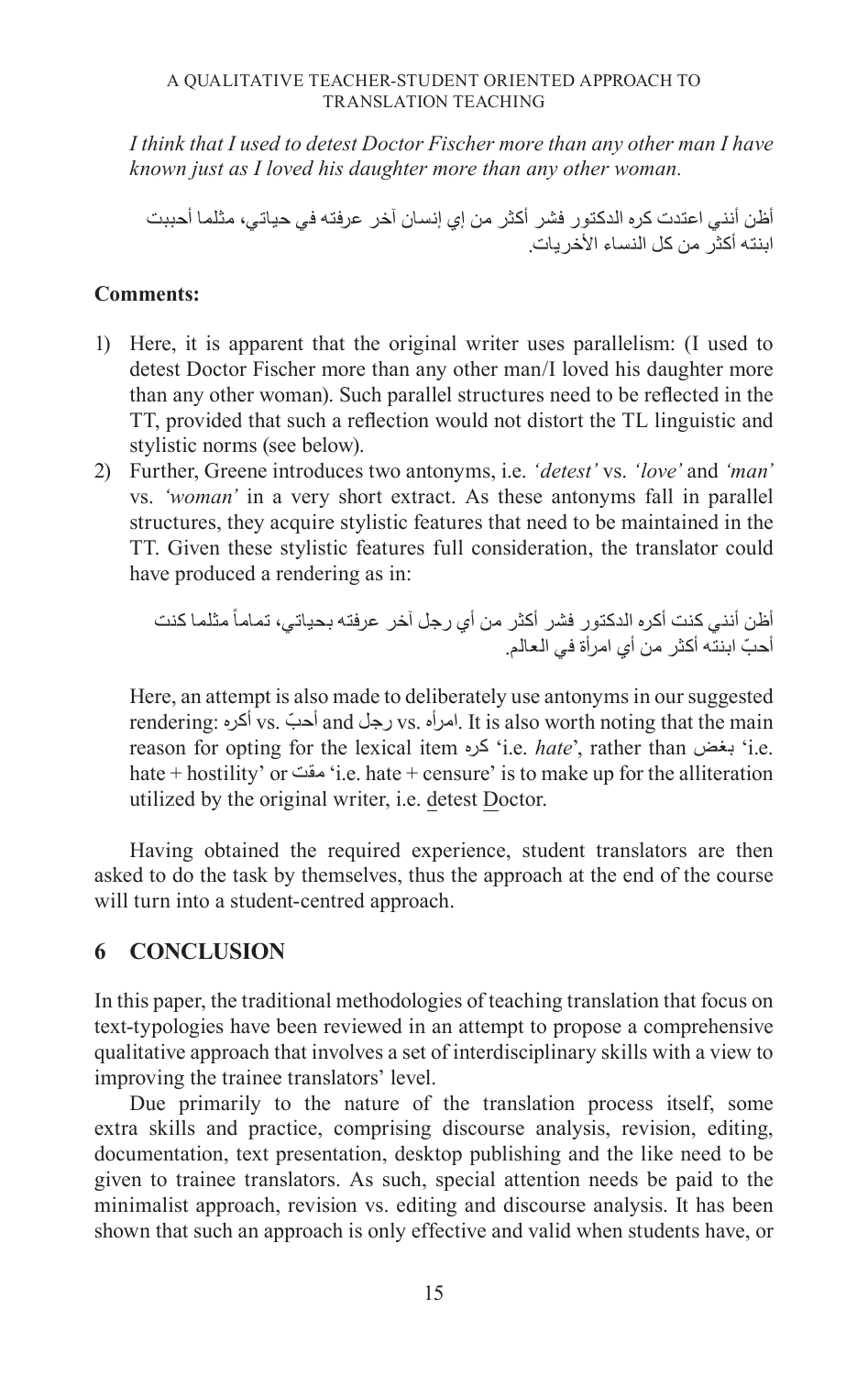*I think that I used to detest Doctor Fischer more than any other man I have known just as I loved his daughter more than any other woman.*

أظن أنني اعتددت كره الدكتور فشر أكثر من إي إنسان آخر عرفته في حياتي، مثلما أحببت ابنته أكثر من كل النساء الأخريات.

**Comments:**

1) Here, it is apparent that the original writer uses parallelism: (I used to detest Doctor Fischer more than any other man/I loved his daughter more than any other woman). Such parallel structures need to be reflected in the TT, provided that such a reflection would not distort the TL linguistic and stylistic norms (see below).
2) Further, Greene introduces two antonyms, i.e. *'detest'* vs. *'love'* and *'man'* vs. *'woman'* in a very short extract. As these antonyms fall in parallel structures, they acquire stylistic features that need to be maintained in the TT. Given these stylistic features full consideration, the translator could have produced a rendering as in:

   أظن أنني كنت أكره الدكتور فشر أكثر من أي رجل آخر عرفته بحياتي، تماماً مثلما كنت أحبّ ابنته أكثر من أي امرأة في العالم.

   Here, an attempt is also made to deliberately use antonyms in our suggested rendering: أكره vs. أحبّ and رجل vs. امرأه. It is also worth noting that the main reason for opting for the lexical item كره 'i.e. *hate*', rather than بغض 'i.e. hate + hostility' or مقت 'i.e. hate + censure' is to make up for the alliteration utilized by the original writer, i.e. detest Doctor.

Having obtained the required experience, student translators are then asked to do the task by themselves, thus the approach at the end of the course will turn into a student-centred approach.

## 6 CONCLUSION

In this paper, the traditional methodologies of teaching translation that focus on text-typologies have been reviewed in an attempt to propose a comprehensive qualitative approach that involves a set of interdisciplinary skills with a view to improving the trainee translators' level.

Due primarily to the nature of the translation process itself, some extra skills and practice, comprising discourse analysis, revision, editing, documentation, text presentation, desktop publishing and the like need to be given to trainee translators. As such, special attention needs be paid to the minimalist approach, revision vs. editing and discourse analysis. It has been shown that such an approach is only effective and valid when students have, or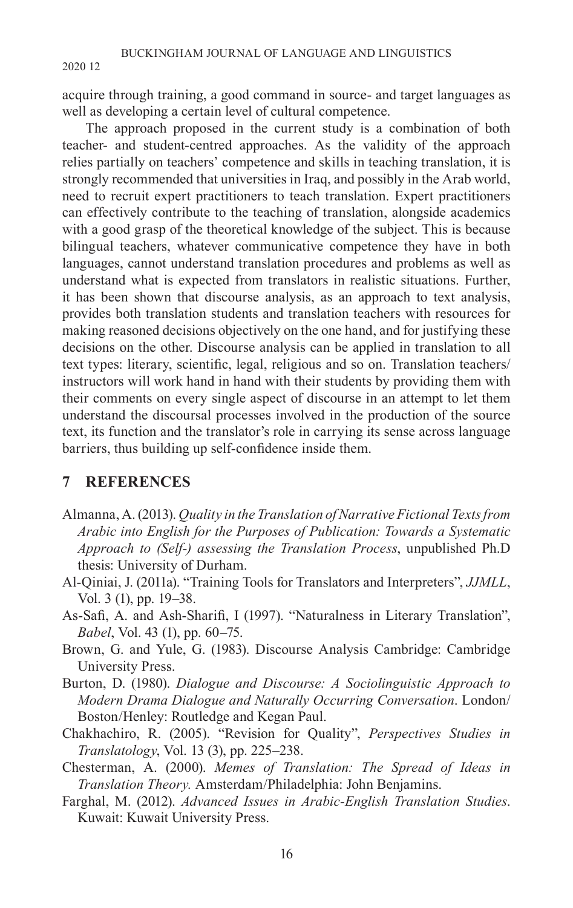acquire through training, a good command in source- and target languages as well as developing a certain level of cultural competence.

The approach proposed in the current study is a combination of both teacher- and student-centred approaches. As the validity of the approach relies partially on teachers' competence and skills in teaching translation, it is strongly recommended that universities in Iraq, and possibly in the Arab world, need to recruit expert practitioners to teach translation. Expert practitioners can effectively contribute to the teaching of translation, alongside academics with a good grasp of the theoretical knowledge of the subject. This is because bilingual teachers, whatever communicative competence they have in both languages, cannot understand translation procedures and problems as well as understand what is expected from translators in realistic situations. Further, it has been shown that discourse analysis, as an approach to text analysis, provides both translation students and translation teachers with resources for making reasoned decisions objectively on the one hand, and for justifying these decisions on the other. Discourse analysis can be applied in translation to all text types: literary, scientific, legal, religious and so on. Translation teachers/ instructors will work hand in hand with their students by providing them with their comments on every single aspect of discourse in an attempt to let them understand the discoursal processes involved in the production of the source text, its function and the translator's role in carrying its sense across language barriers, thus building up self-confidence inside them.

## 7 REFERENCES

Almanna, A. (2013). *Quality in the Translation of Narrative Fictional Texts from Arabic into English for the Purposes of Publication: Towards a Systematic Approach to (Self-) assessing the Translation Process*, unpublished Ph.D thesis: University of Durham.

Al-Qiniai, J. (2011a). "Training Tools for Translators and Interpreters", *JJMLL*, Vol. 3 (1), pp. 19–38.

As-Safi, A. and Ash-Sharifi, I (1997). "Naturalness in Literary Translation", *Babel*, Vol. 43 (1), pp. 60–75.

Brown, G. and Yule, G. (1983). Discourse Analysis Cambridge: Cambridge University Press.

Burton, D. (1980). *Dialogue and Discourse: A Sociolinguistic Approach to Modern Drama Dialogue and Naturally Occurring Conversation*. London/ Boston/Henley: Routledge and Kegan Paul.

Chakhachiro, R. (2005). "Revision for Quality", *Perspectives Studies in Translatology*, Vol. 13 (3), pp. 225–238.

Chesterman, A. (2000). *Memes of Translation: The Spread of Ideas in Translation Theory.* Amsterdam/Philadelphia: John Benjamins.

Farghal, M. (2012). *Advanced Issues in Arabic-English Translation Studies*. Kuwait: Kuwait University Press.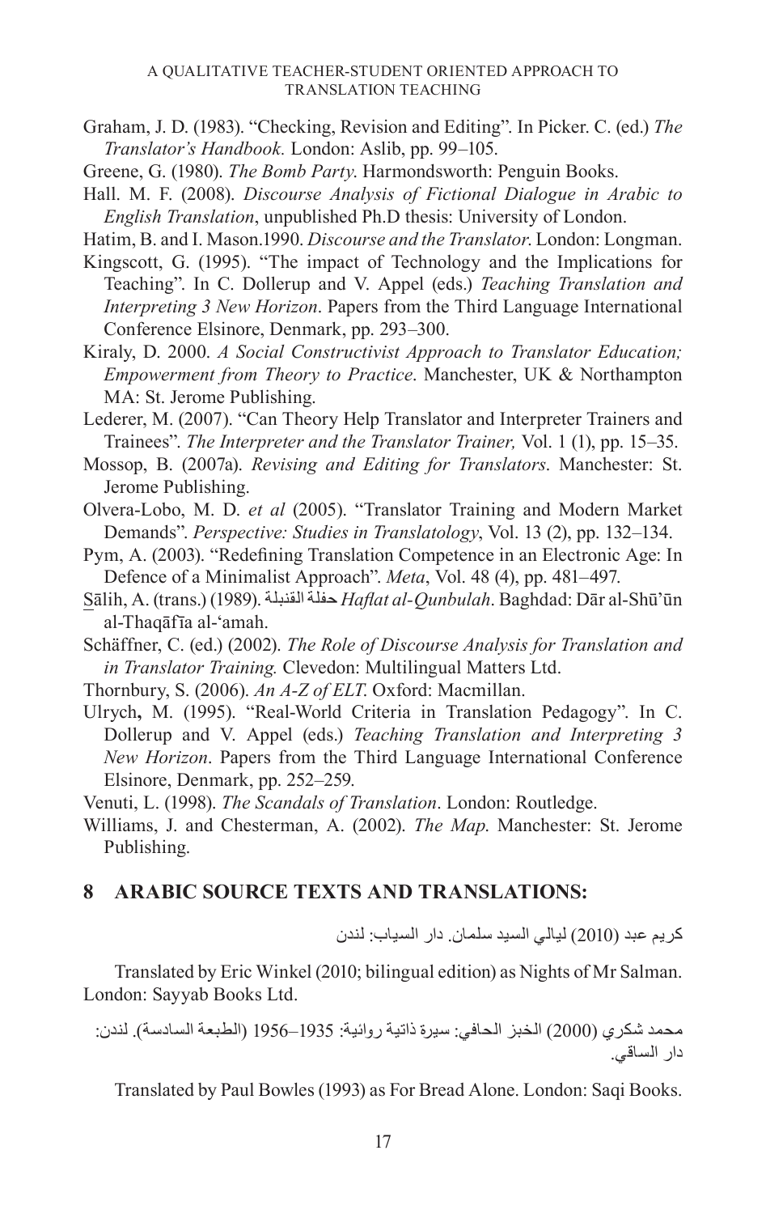Graham, J. D. (1983). "Checking, Revision and Editing". In Picker. C. (ed.) *The Translator's Handbook.* London: Aslib, pp. 99–105.

Greene, G. (1980). *The Bomb Party*. Harmondsworth: Penguin Books.

Hall. M. F. (2008). *Discourse Analysis of Fictional Dialogue in Arabic to English Translation*, unpublished Ph.D thesis: University of London.

Hatim, B. and I. Mason.1990. *Discourse and the Translator*. London: Longman.

Kingscott, G. (1995). "The impact of Technology and the Implications for Teaching". In C. Dollerup and V. Appel (eds.) *Teaching Translation and Interpreting 3 New Horizon*. Papers from the Third Language International Conference Elsinore, Denmark, pp. 293–300.

Kiraly, D. 2000. *A Social Constructivist Approach to Translator Education; Empowerment from Theory to Practice*. Manchester, UK & Northampton MA: St. Jerome Publishing.

Lederer, M. (2007). "Can Theory Help Translator and Interpreter Trainers and Trainees". *The Interpreter and the Translator Trainer,* Vol. 1 (1), pp. 15–35.

Mossop, B. (2007a). *Revising and Editing for Translators*. Manchester: St. Jerome Publishing.

Olvera-Lobo, M. D. *et al* (2005). "Translator Training and Modern Market Demands". *Perspective: Studies in Translatology*, Vol. 13 (2), pp. 132–134.

Pym, A. (2003). "Redefining Translation Competence in an Electronic Age: In Defence of a Minimalist Approach". *Meta*, Vol. 48 (4), pp. 481–497.

Sālih, A. (trans.) (1989). حفلة القنبلة *Haflat al-Qunbulah*. Baghdad: Dār al-Shū'ūn al-Thaqāfīa al-'amah.

Schäffner, C. (ed.) (2002). *The Role of Discourse Analysis for Translation and in Translator Training.* Clevedon: Multilingual Matters Ltd.

Thornbury, S. (2006). *An A-Z of ELT*. Oxford: Macmillan.

Ulrych**,** M. (1995). "Real-World Criteria in Translation Pedagogy". In C. Dollerup and V. Appel (eds.) *Teaching Translation and Interpreting 3 New Horizon*. Papers from the Third Language International Conference Elsinore, Denmark, pp. 252–259.

Venuti, L. (1998). *The Scandals of Translation*. London: Routledge.

Williams, J. and Chesterman, A. (2002). *The Map*. Manchester: St. Jerome Publishing.

## 8 ARABIC SOURCE TEXTS AND TRANSLATIONS:

كريم عبد (2010) ليالي السيد سلمان. دار السياب: لندن

Translated by Eric Winkel (2010; bilingual edition) as Nights of Mr Salman. London: Sayyab Books Ltd.

محمد شكري (2000) الخبز الحافي: سيرة ذاتية روائية: 1935–1956 (الطبعة السادسة). لندن: دار الساقي.

Translated by Paul Bowles (1993) as For Bread Alone. London: Saqi Books.